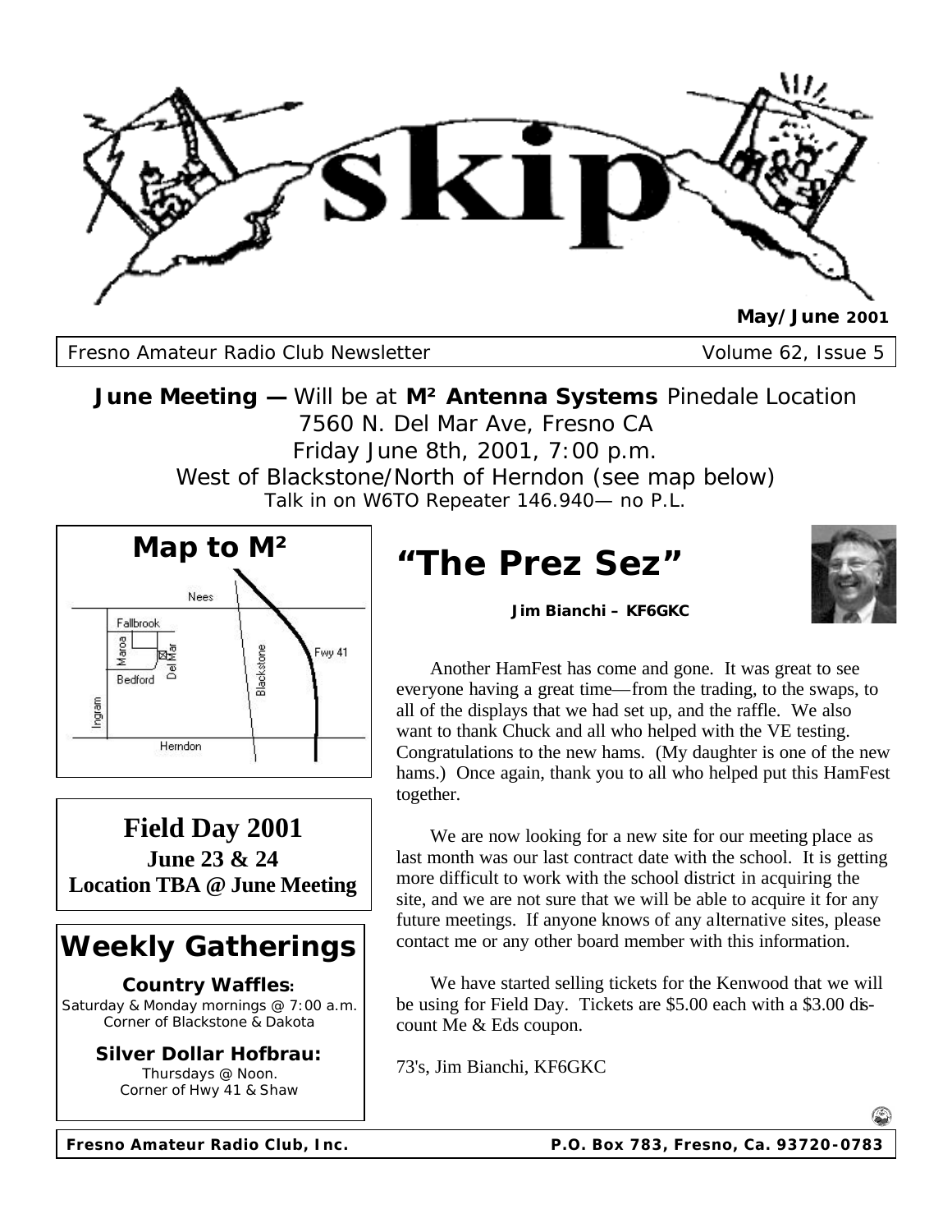# skip

**May/June 2001**

Fresno Amateur Radio Club Newsletter — Volume 62, Issue 5

**June Meeting —** Will be at **M² Antenna Systems** Pinedale Location
7560 N. Del Mar Ave, Fresno CA
Friday June 8th, 2001, 7:00 p.m.
West of Blackstone/North of Herndon (see map below)
Talk in on W6TO Repeater 146.940— no P.L.

## Map to M²

Nees
Fallbrook
Maroa
Del Mar
Bedford
Ingram
Blackstone
Fwy 41
Herndon

## Field Day 2001

**June 23 & 24**
**Location TBA @ June Meeting**

## Weekly Gatherings

**Country Waffles:**
Saturday & Monday mornings @ 7:00 a.m.
Corner of Blackstone & Dakota

**Silver Dollar Hofbrau:**
Thursdays @ Noon.
Corner of Hwy 41 & Shaw

# "The Prez Sez"

**Jim Bianchi – KF6GKC**

Another HamFest has come and gone. It was great to see everyone having a great time—from the trading, to the swaps, to all of the displays that we had set up, and the raffle. We also want to thank Chuck and all who helped with the VE testing. Congratulations to the new hams. (My daughter is one of the new hams.) Once again, thank you to all who helped put this HamFest together.

We are now looking for a new site for our meeting place as last month was our last contract date with the school. It is getting more difficult to work with the school district in acquiring the site, and we are not sure that we will be able to acquire it for any future meetings. If anyone knows of any alternative sites, please contact me or any other board member with this information.

We have started selling tickets for the Kenwood that we will be using for Field Day. Tickets are $5.00 each with a $3.00 discount Me & Eds coupon.

73's, Jim Bianchi, KF6GKC

**Fresno Amateur Radio Club, Inc.** — **P.O. Box 783, Fresno, Ca. 93720-0783**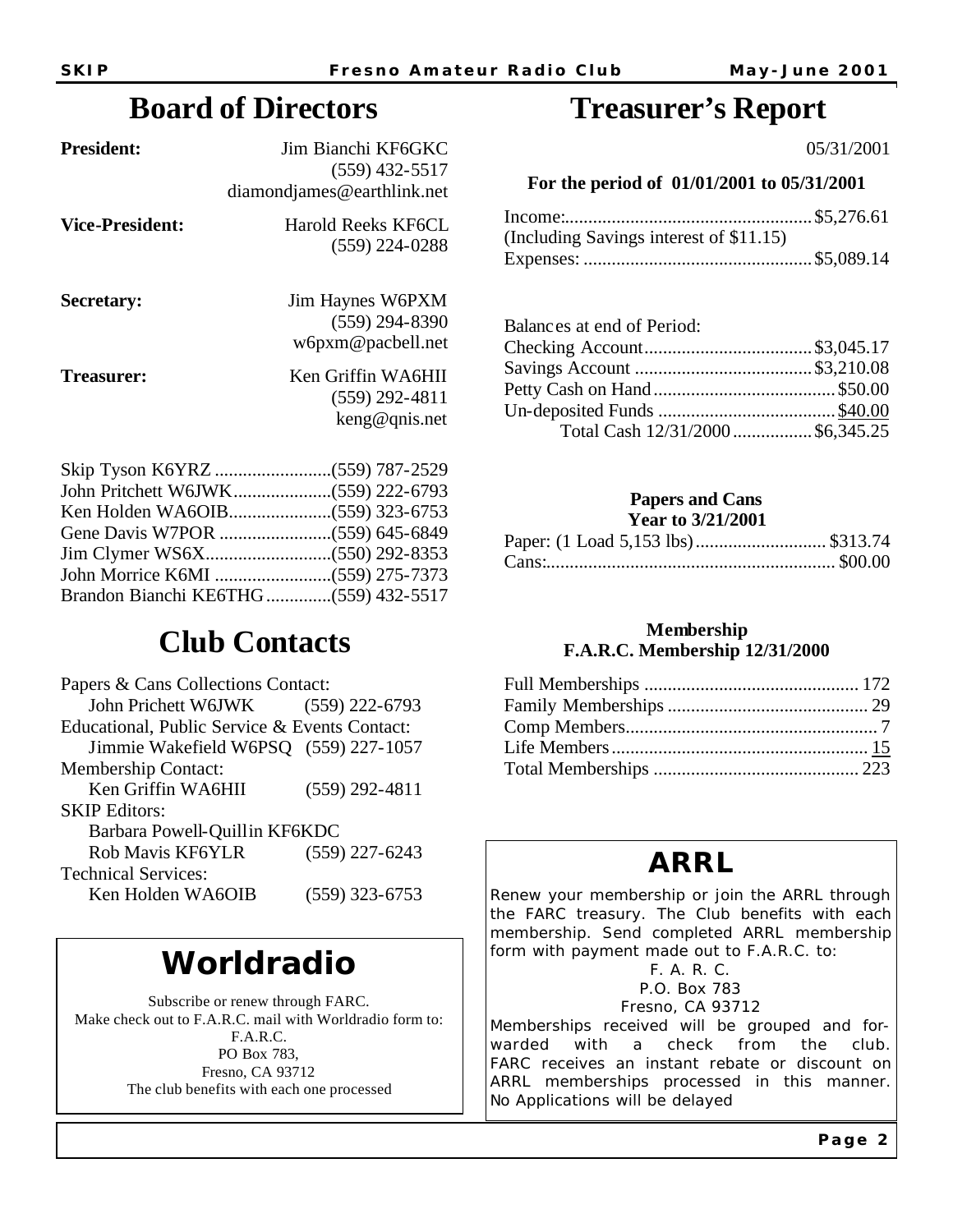## Board of Directors

**President:** Jim Bianchi KF6GKC
(559) 432-5517
diamondjames@earthlink.net

**Vice-President:** Harold Reeks KF6CL
(559) 224-0288

**Secretary:** Jim Haynes W6PXM
(559) 294-8390
w6pxm@pacbell.net

**Treasurer:** Ken Griffin WA6HII
(559) 292-4811
keng@qnis.net

Skip Tyson K6YRZ .........................(559) 787-2529
John Pritchett W6JWK.....................(559) 222-6793
Ken Holden WA6OIB......................(559) 323-6753
Gene Davis W7POR ........................(559) 645-6849
Jim Clymer WS6X...........................(550) 292-8353
John Morrice K6MI .........................(559) 275-7373
Brandon Bianchi KE6THG..............(559) 432-5517

## Club Contacts

Papers & Cans Collections Contact:
John Prichett W6JWK (559) 222-6793

Educational, Public Service & Events Contact:
Jimmie Wakefield W6PSQ (559) 227-1057

Membership Contact:
Ken Griffin WA6HII (559) 292-4811

SKIP Editors:
Barbara Powell-Quillin KF6KDC
Rob Mavis KF6YLR (559) 227-6243

Technical Services:
Ken Holden WA6OIB (559) 323-6753

## Worldradio

Subscribe or renew through FARC.
Make check out to F.A.R.C. mail with Worldradio form to:
F.A.R.C.
PO Box 783,
Fresno, CA 93712
The club benefits with each one processed

## Treasurer's Report

05/31/2001

**For the period of 01/01/2001 to 05/31/2001**

Income:....................................................$5,276.61
(Including Savings interest of $11.15)
Expenses: ................................................$5,089.14

Balances at end of Period:
Checking Account....................................$3,045.17
Savings Account ......................................$3,210.08
Petty Cash on Hand.......................................$50.00
Un-deposited Funds ......................................$40.00
Total Cash 12/31/2000.................$6,345.25

**Papers and Cans**
**Year to 3/21/2001**

Paper: (1 Load 5,153 lbs)............................ $313.74
Cans:............................................................. $00.00

**Membership**
**F.A.R.C. Membership 12/31/2000**

Full Memberships .............................................. 172
Family Memberships ........................................... 29
Comp Members...................................................... 7
Life Members....................................................... 15
Total Memberships ............................................ 223

## ARRL

Renew your membership or join the ARRL through the FARC treasury. The Club benefits with each membership. Send completed ARRL membership form with payment made out to F.A.R.C. to:

F. A. R. C.
P.O. Box 783
Fresno, CA 93712

Memberships received will be grouped and forwarded with a check from the club. FARC receives an instant rebate or discount on ARRL memberships processed in this manner. No Applications will be delayed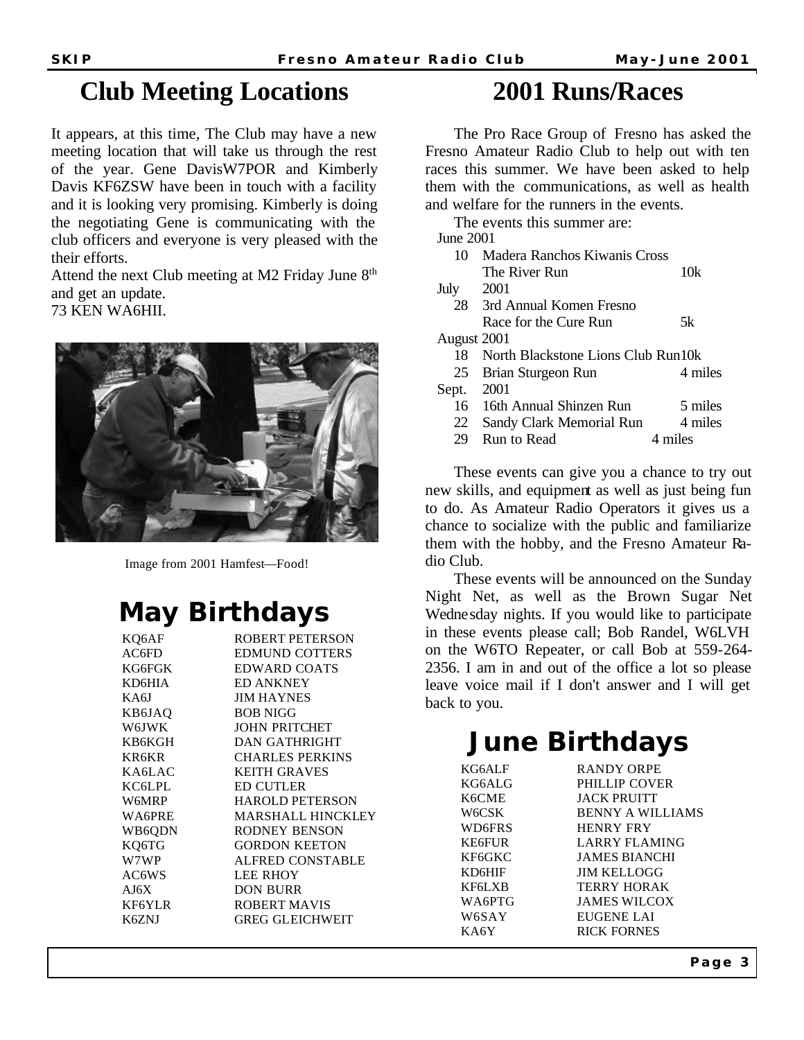# Club Meeting Locations

It appears, at this time, The Club may have a new meeting location that will take us through the rest of the year. Gene DavisW7POR and Kimberly Davis KF6ZSW have been in touch with a facility and it is looking very promising. Kimberly is doing the negotiating Gene is communicating with the club officers and everyone is very pleased with the their efforts.

Attend the next Club meeting at M2 Friday June 8th and get an update.

73 KEN WA6HII.

Image from 2001 Hamfest—Food!

## May Birthdays

| | |
|---|---|
| KQ6AF | ROBERT PETERSON |
| AC6FD | EDMUND COTTERS |
| KG6FGK | EDWARD COATS |
| KD6HIA | ED ANKNEY |
| KA6J | JIM HAYNES |
| KB6JAQ | BOB NIGG |
| W6JWK | JOHN PRITCHET |
| KB6KGH | DAN GATHRIGHT |
| KR6KR | CHARLES PERKINS |
| KA6LAC | KEITH GRAVES |
| KC6LPL | ED CUTLER |
| W6MRP | HAROLD PETERSON |
| WA6PRE | MARSHALL HINCKLEY |
| WB6QDN | RODNEY BENSON |
| KQ6TG | GORDON KEETON |
| W7WP | ALFRED CONSTABLE |
| AC6WS | LEE RHOY |
| AJ6X | DON BURR |
| KF6YLR | ROBERT MAVIS |
| K6ZNJ | GREG GLEICHWEIT |

# 2001 Runs/Races

The Pro Race Group of Fresno has asked the Fresno Amateur Radio Club to help out with ten races this summer. We have been asked to help them with the communications, as well as health and welfare for the runners in the events.

The events this summer are:

| | | |
|---|---|---|
| June 2001 | | |
| 10 | Madera Ranchos Kiwanis Cross The River Run | 10k |
| July 2001 | | |
| 28 | 3rd Annual Komen Fresno Race for the Cure Run | 5k |
| August 2001 | | |
| 18 | North Blackstone Lions Club Run | 10k |
| 25 | Brian Sturgeon Run | 4 miles |
| Sept. 2001 | | |
| 16 | 16th Annual Shinzen Run | 5 miles |
| 22 | Sandy Clark Memorial Run | 4 miles |
| 29 | Run to Read | 4 miles |

These events can give you a chance to try out new skills, and equipment as well as just being fun to do. As Amateur Radio Operators it gives us a chance to socialize with the public and familiarize them with the hobby, and the Fresno Amateur Radio Club.

These events will be announced on the Sunday Night Net, as well as the Brown Sugar Net Wednesday nights. If you would like to participate in these events please call; Bob Randel, W6LVH on the W6TO Repeater, or call Bob at 559-264-2356. I am in and out of the office a lot so please leave voice mail if I don't answer and I will get back to you.

## June Birthdays

| | |
|---|---|
| KG6ALF | RANDY ORPE |
| KG6ALG | PHILLIP COVER |
| K6CME | JACK PRUITT |
| W6CSK | BENNY A WILLIAMS |
| WD6FRS | HENRY FRY |
| KE6FUR | LARRY FLAMING |
| KF6GKC | JAMES BIANCHI |
| KD6HIF | JIM KELLOGG |
| KF6LXB | TERRY HORAK |
| WA6PTG | JAMES WILCOX |
| W6SAY | EUGENE LAI |
| KA6Y | RICK FORNES |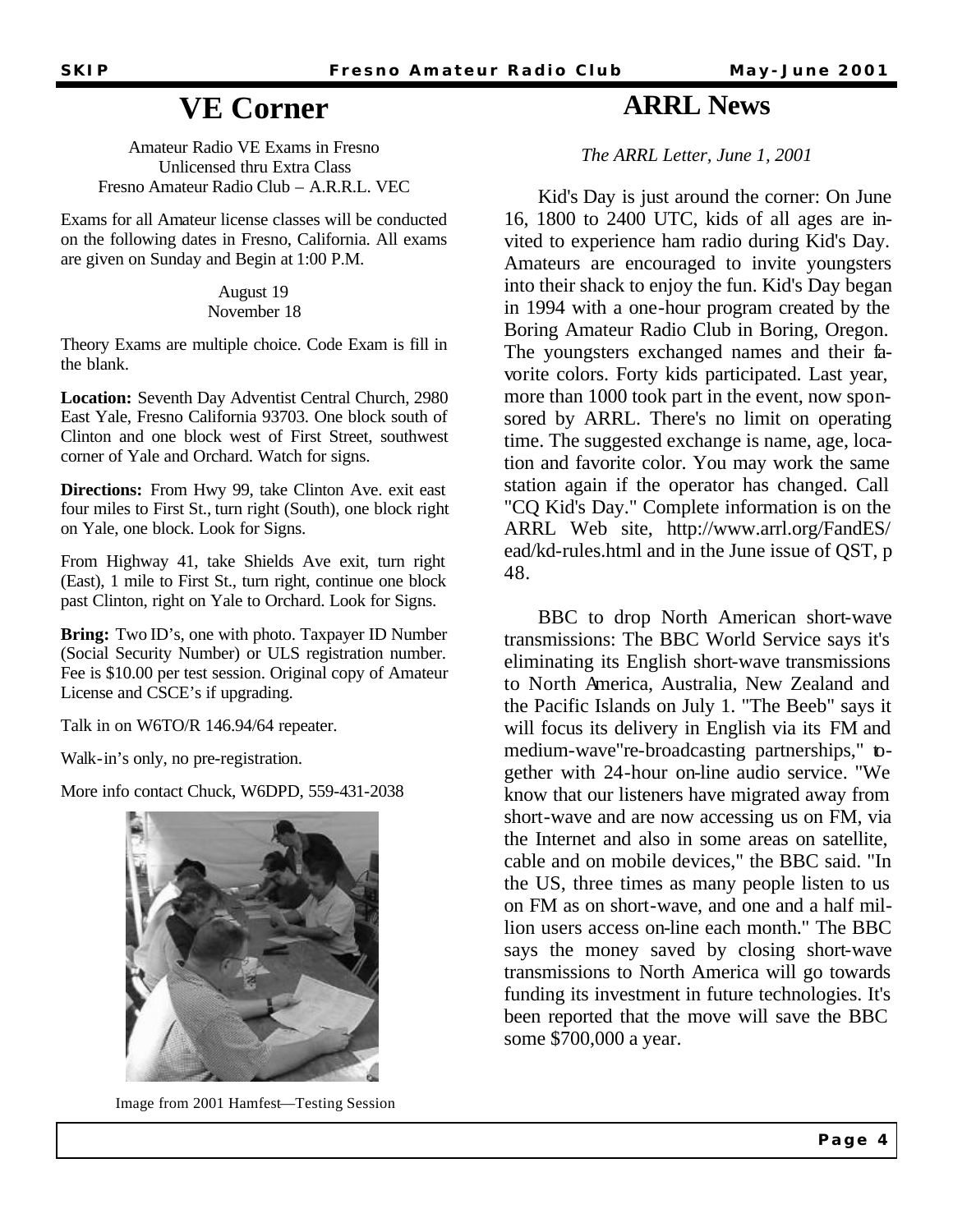# VE Corner

Amateur Radio VE Exams in Fresno
Unlicensed thru Extra Class
Fresno Amateur Radio Club – A.R.R.L. VEC

Exams for all Amateur license classes will be conducted on the following dates in Fresno, California. All exams are given on Sunday and Begin at 1:00 P.M.

August 19
November 18

Theory Exams are multiple choice. Code Exam is fill in the blank.

**Location:** Seventh Day Adventist Central Church, 2980 East Yale, Fresno California 93703. One block south of Clinton and one block west of First Street, southwest corner of Yale and Orchard. Watch for signs.

**Directions:** From Hwy 99, take Clinton Ave. exit east four miles to First St., turn right (South), one block right on Yale, one block. Look for Signs.

From Highway 41, take Shields Ave exit, turn right (East), 1 mile to First St., turn right, continue one block past Clinton, right on Yale to Orchard. Look for Signs.

**Bring:** Two ID's, one with photo. Taxpayer ID Number (Social Security Number) or ULS registration number. Fee is $10.00 per test session. Original copy of Amateur License and CSCE's if upgrading.

Talk in on W6TO/R 146.94/64 repeater.

Walk-in's only, no pre-registration.

More info contact Chuck, W6DPD, 559-431-2038

Image from 2001 Hamfest—Testing Session

# ARRL News

*The ARRL Letter, June 1, 2001*

Kid's Day is just around the corner: On June 16, 1800 to 2400 UTC, kids of all ages are invited to experience ham radio during Kid's Day. Amateurs are encouraged to invite youngsters into their shack to enjoy the fun. Kid's Day began in 1994 with a one-hour program created by the Boring Amateur Radio Club in Boring, Oregon. The youngsters exchanged names and their favorite colors. Forty kids participated. Last year, more than 1000 took part in the event, now sponsored by ARRL. There's no limit on operating time. The suggested exchange is name, age, location and favorite color. You may work the same station again if the operator has changed. Call "CQ Kid's Day." Complete information is on the ARRL Web site, http://www.arrl.org/FandES/ead/kd-rules.html and in the June issue of QST, p 48.

BBC to drop North American short-wave transmissions: The BBC World Service says it's eliminating its English short-wave transmissions to North America, Australia, New Zealand and the Pacific Islands on July 1. "The Beeb" says it will focus its delivery in English via its FM and medium-wave"re-broadcasting partnerships," together with 24-hour on-line audio service. "We know that our listeners have migrated away from short-wave and are now accessing us on FM, via the Internet and also in some areas on satellite, cable and on mobile devices," the BBC said. "In the US, three times as many people listen to us on FM as on short-wave, and one and a half million users access on-line each month." The BBC says the money saved by closing short-wave transmissions to North America will go towards funding its investment in future technologies. It's been reported that the move will save the BBC some $700,000 a year.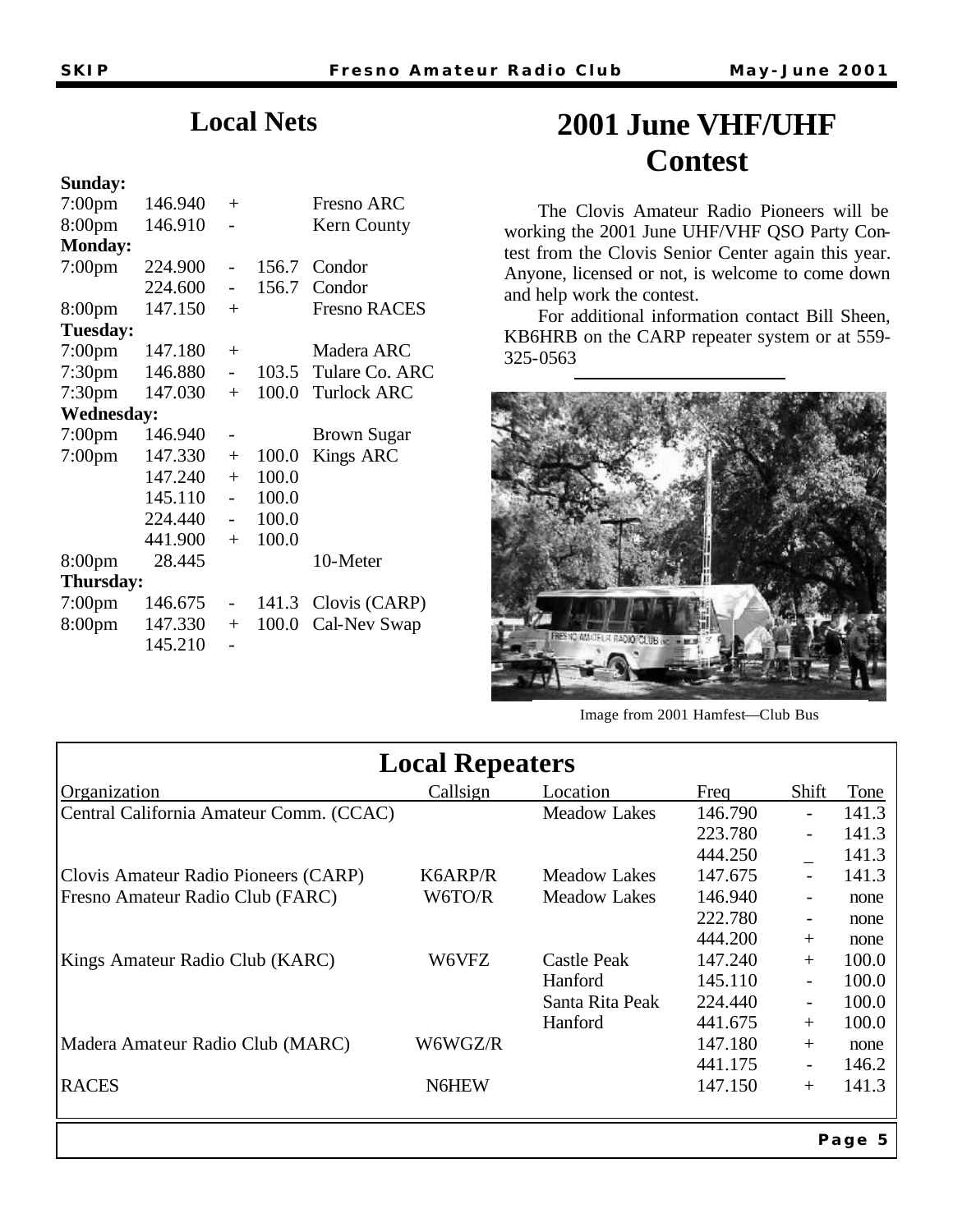## Local Nets

| Time | Freq | Shift | Tone | Net |
|---|---|---|---|---|
| **Sunday:** | | | | |
| 7:00pm | 146.940 | + | | Fresno ARC |
| 8:00pm | 146.910 | - | | Kern County |
| **Monday:** | | | | |
| 7:00pm | 224.900 | - | 156.7 | Condor |
| | 224.600 | - | 156.7 | Condor |
| 8:00pm | 147.150 | + | | Fresno RACES |
| **Tuesday:** | | | | |
| 7:00pm | 147.180 | + | | Madera ARC |
| 7:30pm | 146.880 | - | 103.5 | Tulare Co. ARC |
| 7:30pm | 147.030 | + | 100.0 | Turlock ARC |
| **Wednesday:** | | | | |
| 7:00pm | 146.940 | - | | Brown Sugar |
| 7:00pm | 147.330 | + | 100.0 | Kings ARC |
| | 147.240 | + | 100.0 | |
| | 145.110 | - | 100.0 | |
| | 224.440 | - | 100.0 | |
| | 441.900 | + | 100.0 | |
| 8:00pm | 28.445 | | | 10-Meter |
| **Thursday:** | | | | |
| 7:00pm | 146.675 | - | 141.3 | Clovis (CARP) |
| 8:00pm | 147.330 | + | 100.0 | Cal-Nev Swap |
| | 145.210 | - | | |

# 2001 June VHF/UHF Contest

The Clovis Amateur Radio Pioneers will be working the 2001 June UHF/VHF QSO Party Contest from the Clovis Senior Center again this year. Anyone, licensed or not, is welcome to come down and help work the contest.

For additional information contact Bill Sheen, KB6HRB on the CARP repeater system or at 559-325-0563

Image from 2001 Hamfest—Club Bus

## Local Repeaters

| Organization | Callsign | Location | Freq | Shift | Tone |
|---|---|---|---|---|---|
| Central California Amateur Comm. (CCAC) | | Meadow Lakes | 146.790 | - | 141.3 |
| | | | 223.780 | - | 141.3 |
| | | | 444.250 | _ | 141.3 |
| Clovis Amateur Radio Pioneers (CARP) | K6ARP/R | Meadow Lakes | 147.675 | - | 141.3 |
| Fresno Amateur Radio Club (FARC) | W6TO/R | Meadow Lakes | 146.940 | - | none |
| | | | 222.780 | - | none |
| | | | 444.200 | + | none |
| Kings Amateur Radio Club (KARC) | W6VFZ | Castle Peak | 147.240 | + | 100.0 |
| | | Hanford | 145.110 | - | 100.0 |
| | | Santa Rita Peak | 224.440 | - | 100.0 |
| | | Hanford | 441.675 | + | 100.0 |
| Madera Amateur Radio Club (MARC) | W6WGZ/R | | 147.180 | + | none |
| | | | 441.175 | - | 146.2 |
| RACES | N6HEW | | 147.150 | + | 141.3 |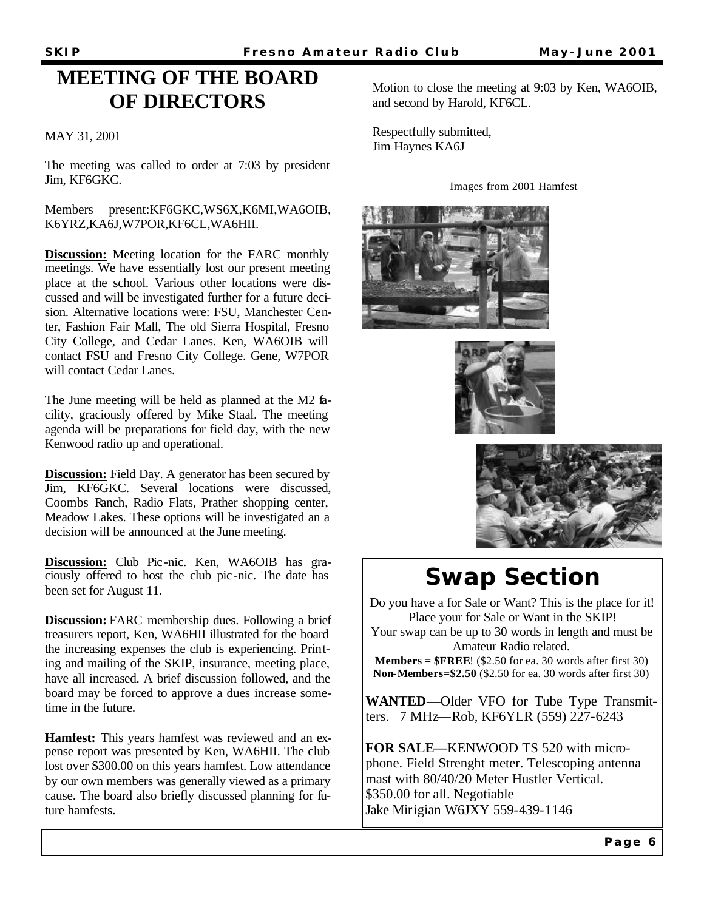# MEETING OF THE BOARD OF DIRECTORS

MAY 31, 2001

The meeting was called to order at 7:03 by president Jim, KF6GKC.

Members present:KF6GKC,WS6X,K6MI,WA6OIB, K6YRZ,KA6J,W7POR,KF6CL,WA6HII.

**Discussion:** Meeting location for the FARC monthly meetings. We have essentially lost our present meeting place at the school. Various other locations were discussed and will be investigated further for a future decision. Alternative locations were: FSU, Manchester Center, Fashion Fair Mall, The old Sierra Hospital, Fresno City College, and Cedar Lanes. Ken, WA6OIB will contact FSU and Fresno City College. Gene, W7POR will contact Cedar Lanes.

The June meeting will be held as planned at the M2 facility, graciously offered by Mike Staal. The meeting agenda will be preparations for field day, with the new Kenwood radio up and operational.

**Discussion:** Field Day. A generator has been secured by Jim, KF6GKC. Several locations were discussed, Coombs Ranch, Radio Flats, Prather shopping center, Meadow Lakes. These options will be investigated an a decision will be announced at the June meeting.

**Discussion:** Club Pic-nic. Ken, WA6OIB has graciously offered to host the club pic-nic. The date has been set for August 11.

**Discussion:** FARC membership dues. Following a brief treasurers report, Ken, WA6HII illustrated for the board the increasing expenses the club is experiencing. Printing and mailing of the SKIP, insurance, meeting place, have all increased. A brief discussion followed, and the board may be forced to approve a dues increase sometime in the future.

**Hamfest:** This years hamfest was reviewed and an expense report was presented by Ken, WA6HII. The club lost over $300.00 on this years hamfest. Low attendance by our own members was generally viewed as a primary cause. The board also briefly discussed planning for future hamfests.

Motion to close the meeting at 9:03 by Ken, WA6OIB, and second by Harold, KF6CL.

Respectfully submitted,
Jim Haynes KA6J

---

Images from 2001 Hamfest

# Swap Section

Do you have a for Sale or Want? This is the place for it! Place your for Sale or Want in the SKIP!
Your swap can be up to 30 words in length and must be Amateur Radio related.
**Members = $FREE**! ($2.50 for ea. 30 words after first 30)
**Non-Members=$2.50** ($2.50 for ea. 30 words after first 30)

**WANTED**—Older VFO for Tube Type Transmitters. 7 MHz—Rob, KF6YLR (559) 227-6243

**FOR SALE—**KENWOOD TS 520 with microphone. Field Strenght meter. Telescoping antenna mast with 80/40/20 Meter Hustler Vertical.
$350.00 for all. Negotiable
Jake Mirigian W6JXY 559-439-1146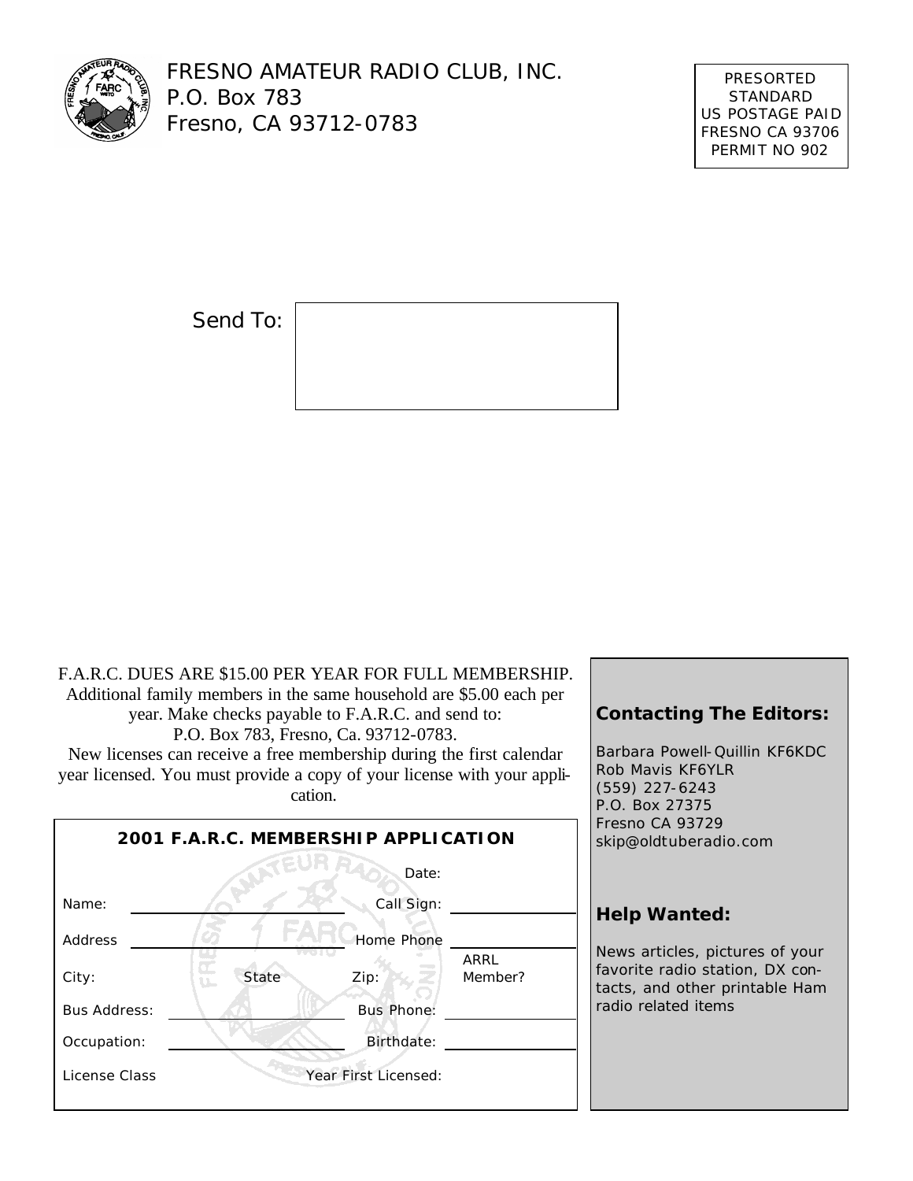FRESNO AMATEUR RADIO CLUB, INC.
P.O. Box 783
Fresno, CA 93712-0783

PRESORTED
STANDARD
US POSTAGE PAID
FRESNO CA 93706
PERMIT NO 902

Send To:

F.A.R.C. DUES ARE $15.00 PER YEAR FOR FULL MEMBERSHIP. Additional family members in the same household are $5.00 each per year. Make checks payable to F.A.R.C. and send to: P.O. Box 783, Fresno, Ca. 93712-0783.
New licenses can receive a free membership during the first calendar year licensed. You must provide a copy of your license with your application.

**2001 F.A.R.C. MEMBERSHIP APPLICATION**

| | | | |
|---|---|---|---|
| | | Date: | |
| Name: | | Call Sign: | |
| Address | | Home Phone | |
| City: | State | Zip: | ARRL Member? |
| Bus Address: | | Bus Phone: | |
| Occupation: | | Birthdate: | |
| License Class | | Year First Licensed: | |

## Contacting The Editors:

Barbara Powell-Quillin KF6KDC
Rob Mavis KF6YLR
(559) 227-6243
P.O. Box 27375
Fresno CA 93729
skip@oldtuberadio.com

## Help Wanted:

News articles, pictures of your favorite radio station, DX contacts, and other printable Ham radio related items